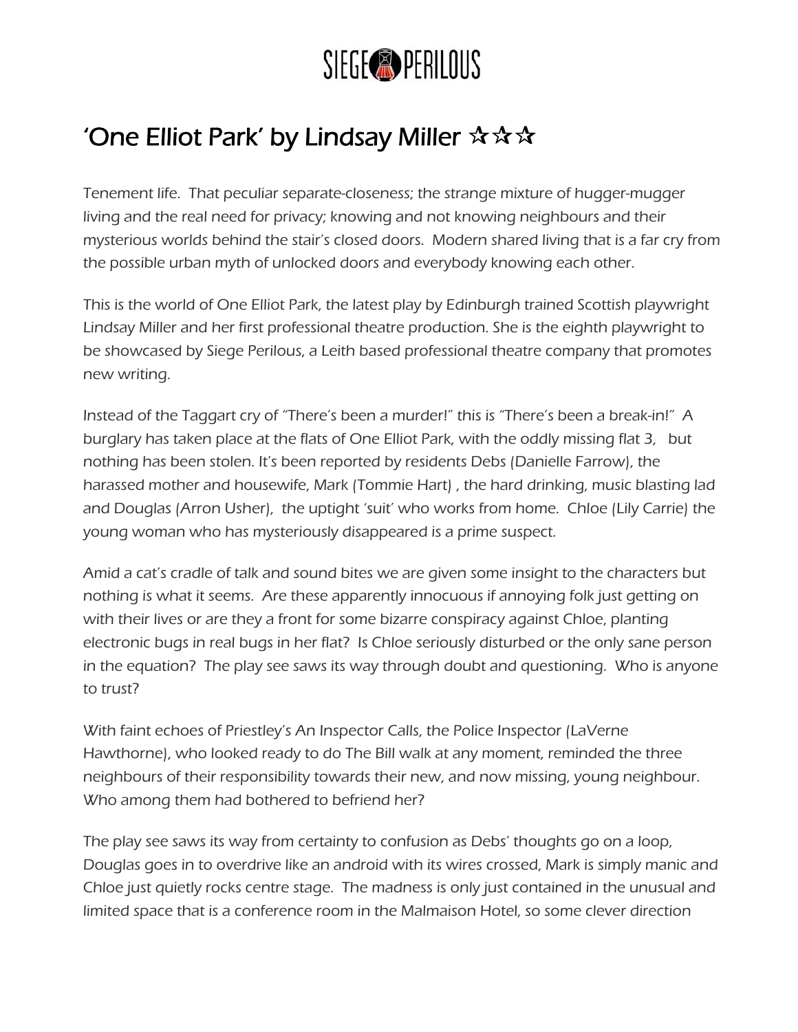SIEGE PERILOUS

# 'One Elliot Park' by Lindsay Miller ☆☆☆

Tenement life. That peculiar separate-closeness; the strange mixture of hugger-mugger living and the real need for privacy; knowing and not knowing neighbours and their mysterious worlds behind the stair's closed doors. Modern shared living that is a far cry from the possible urban myth of unlocked doors and everybody knowing each other.

This is the world of One Elliot Park, the latest play by Edinburgh trained Scottish playwright Lindsay Miller and her first professional theatre production. She is the eighth playwright to be showcased by Siege Perilous, a Leith based professional theatre company that promotes new writing.

Instead of the Taggart cry of "There's been a murder!" this is "There's been a break-in!" A burglary has taken place at the flats of One Elliot Park, with the oddly missing flat 3, but nothing has been stolen. It's been reported by residents Debs (Danielle Farrow), the harassed mother and housewife, Mark (Tommie Hart) , the hard drinking, music blasting lad and Douglas (Arron Usher), the uptight 'suit' who works from home. Chloe (Lily Carrie) the young woman who has mysteriously disappeared is a prime suspect.

Amid a cat's cradle of talk and sound bites we are given some insight to the characters but nothing is what it seems. Are these apparently innocuous if annoying folk just getting on with their lives or are they a front for some bizarre conspiracy against Chloe, planting electronic bugs in real bugs in her flat? Is Chloe seriously disturbed or the only sane person in the equation? The play see saws its way through doubt and questioning. Who is anyone to trust?

With faint echoes of Priestley's An Inspector Calls, the Police Inspector (LaVerne Hawthorne), who looked ready to do The Bill walk at any moment, reminded the three neighbours of their responsibility towards their new, and now missing, young neighbour. Who among them had bothered to befriend her?

The play see saws its way from certainty to confusion as Debs' thoughts go on a loop, Douglas goes in to overdrive like an android with its wires crossed, Mark is simply manic and Chloe just quietly rocks centre stage. The madness is only just contained in the unusual and limited space that is a conference room in the Malmaison Hotel, so some clever direction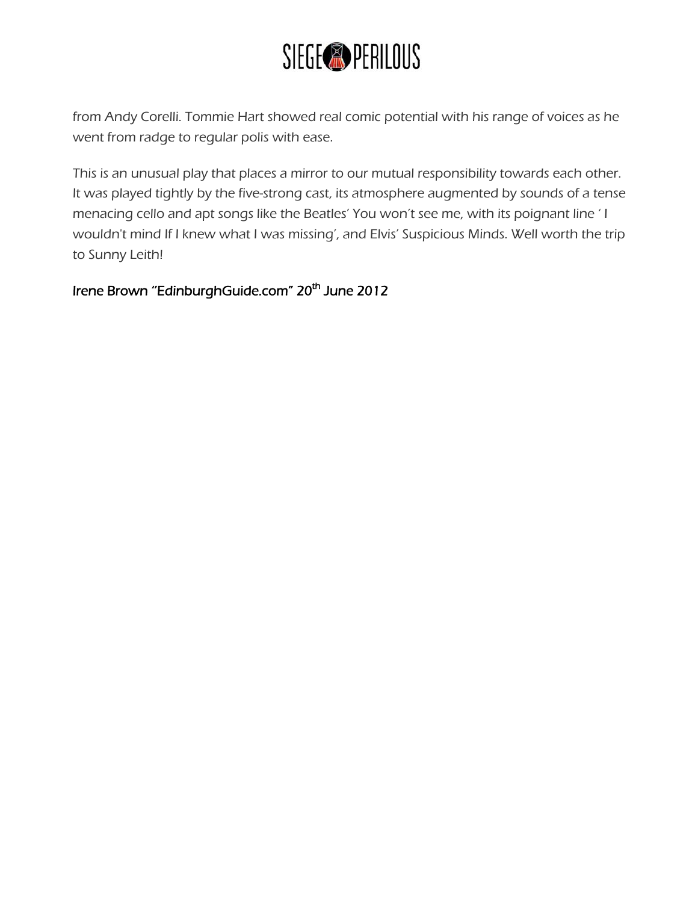from Andy Corelli. Tommie Hart showed real comic potential with his range of voices as he went from radge to regular polis with ease.

This is an unusual play that places a mirror to our mutual responsibility towards each other. It was played tightly by the five-strong cast, its atmosphere augmented by sounds of a tense menacing cello and apt songs like the Beatles' You won't see me, with its poignant line ' I wouldn't mind If I knew what I was missing', and Elvis' Suspicious Minds. Well worth the trip to Sunny Leith!

Irene Brown "EdinburghGuide.com" 20th June 2012